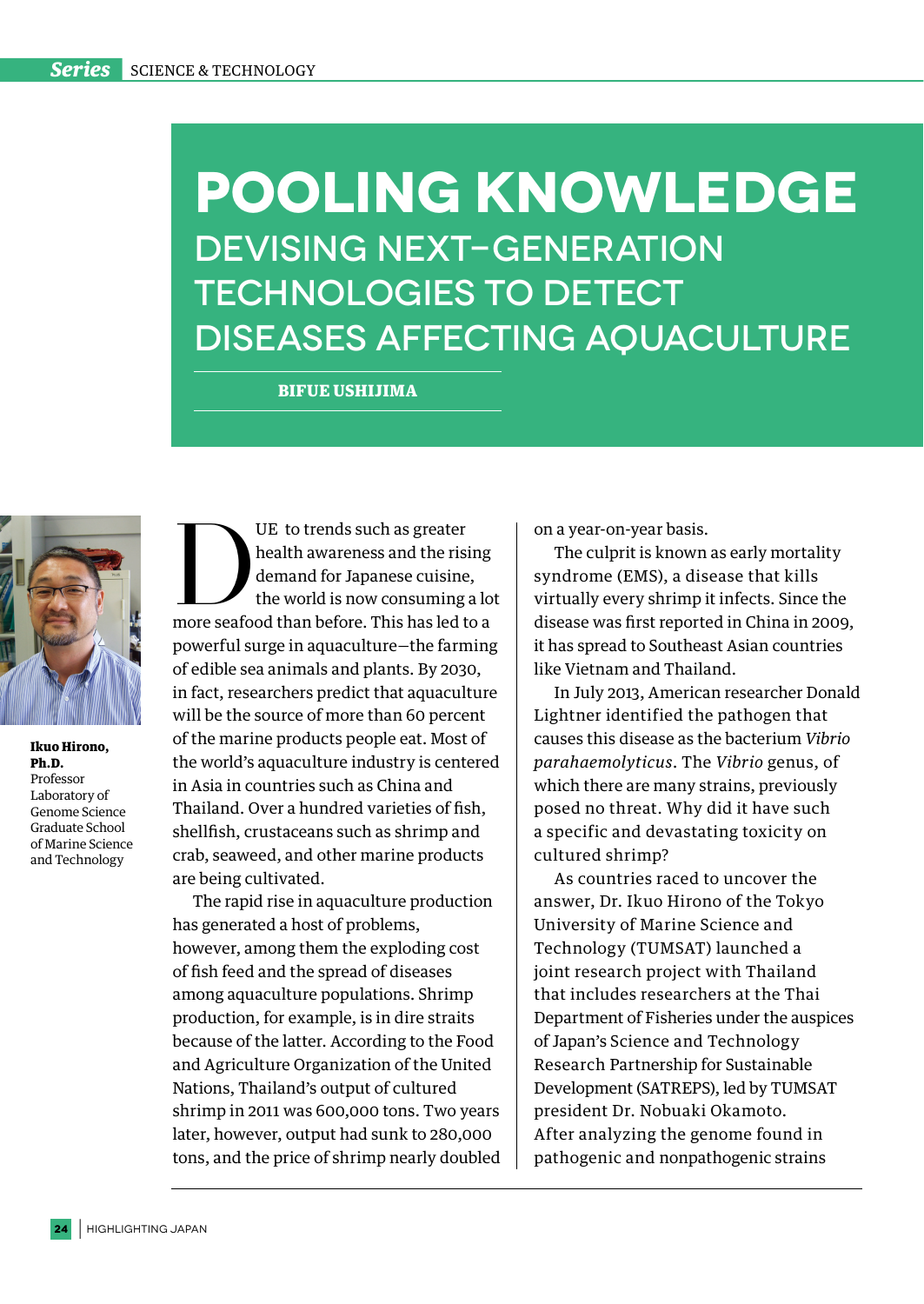# POOLING KNOWLEDGE

## DEVISING NEXT-GENERATION TECHNOLOGIES TO DETECT DISEASES AFFECTING AQUACULTURE

**BIFUE USHIJIMA**

**Ikuo Hirono, Ph.D.**
Professor
Laboratory of Genome Science
Graduate School of Marine Science and Technology

DUE to trends such as greater health awareness and the rising demand for Japanese cuisine, the world is now consuming a lot more seafood than before. This has led to a powerful surge in aquaculture—the farming of edible sea animals and plants. By 2030, in fact, researchers predict that aquaculture will be the source of more than 60 percent of the marine products people eat. Most of the world's aquaculture industry is centered in Asia in countries such as China and Thailand. Over a hundred varieties of fish, shellfish, crustaceans such as shrimp and crab, seaweed, and other marine products are being cultivated.

The rapid rise in aquaculture production has generated a host of problems, however, among them the exploding cost of fish feed and the spread of diseases among aquaculture populations. Shrimp production, for example, is in dire straits because of the latter. According to the Food and Agriculture Organization of the United Nations, Thailand's output of cultured shrimp in 2011 was 600,000 tons. Two years later, however, output had sunk to 280,000 tons, and the price of shrimp nearly doubled on a year-on-year basis.

The culprit is known as early mortality syndrome (EMS), a disease that kills virtually every shrimp it infects. Since the disease was first reported in China in 2009, it has spread to Southeast Asian countries like Vietnam and Thailand.

In July 2013, American researcher Donald Lightner identified the pathogen that causes this disease as the bacterium *Vibrio parahaemolyticus*. The *Vibrio* genus, of which there are many strains, previously posed no threat. Why did it have such a specific and devastating toxicity on cultured shrimp?

As countries raced to uncover the answer, Dr. Ikuo Hirono of the Tokyo University of Marine Science and Technology (TUMSAT) launched a joint research project with Thailand that includes researchers at the Thai Department of Fisheries under the auspices of Japan's Science and Technology Research Partnership for Sustainable Development (SATREPS), led by TUMSAT president Dr. Nobuaki Okamoto. After analyzing the genome found in pathogenic and nonpathogenic strains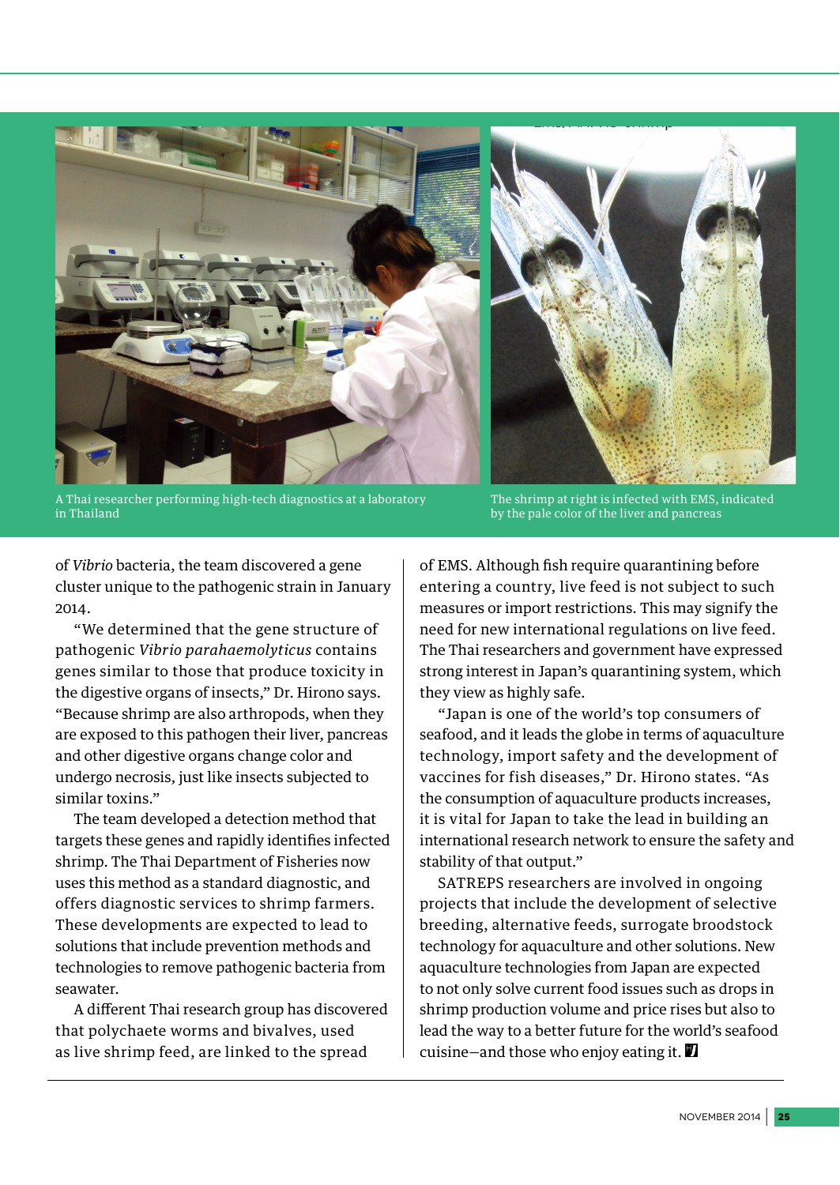A Thai researcher performing high-tech diagnostics at a laboratory in Thailand

The shrimp at right is infected with EMS, indicated by the pale color of the liver and pancreas

of *Vibrio* bacteria, the team discovered a gene cluster unique to the pathogenic strain in January 2014.

"We determined that the gene structure of pathogenic *Vibrio parahaemolyticus* contains genes similar to those that produce toxicity in the digestive organs of insects," Dr. Hirono says. "Because shrimp are also arthropods, when they are exposed to this pathogen their liver, pancreas and other digestive organs change color and undergo necrosis, just like insects subjected to similar toxins."

The team developed a detection method that targets these genes and rapidly identifies infected shrimp. The Thai Department of Fisheries now uses this method as a standard diagnostic, and offers diagnostic services to shrimp farmers. These developments are expected to lead to solutions that include prevention methods and technologies to remove pathogenic bacteria from seawater.

A different Thai research group has discovered that polychaete worms and bivalves, used as live shrimp feed, are linked to the spread of EMS. Although fish require quarantining before entering a country, live feed is not subject to such measures or import restrictions. This may signify the need for new international regulations on live feed. The Thai researchers and government have expressed strong interest in Japan's quarantining system, which they view as highly safe.

"Japan is one of the world's top consumers of seafood, and it leads the globe in terms of aquaculture technology, import safety and the development of vaccines for fish diseases," Dr. Hirono states. "As the consumption of aquaculture products increases, it is vital for Japan to take the lead in building an international research network to ensure the safety and stability of that output."

SATREPS researchers are involved in ongoing projects that include the development of selective breeding, alternative feeds, surrogate broodstock technology for aquaculture and other solutions. New aquaculture technologies from Japan are expected to not only solve current food issues such as drops in shrimp production volume and price rises but also to lead the way to a better future for the world's seafood cuisine—and those who enjoy eating it.